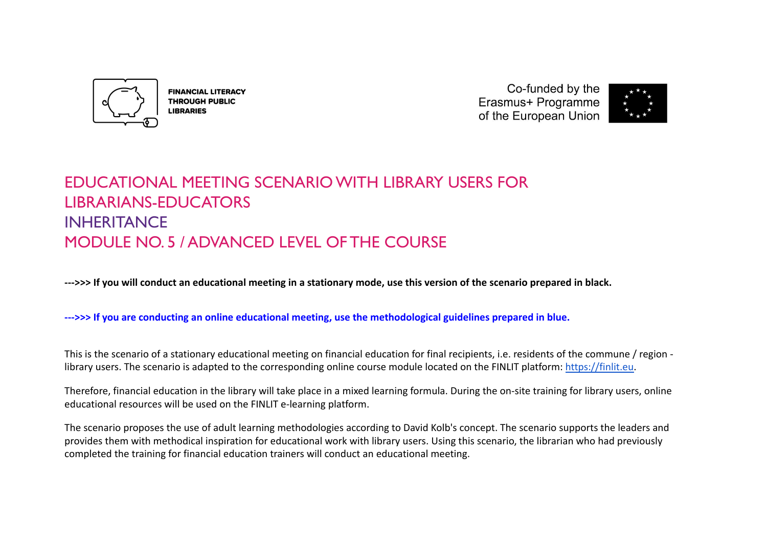FINANCIAL LITERACY THROUGH PUBLIC LIBRARIES

Co-funded by the Erasmus+ Programme of the European Union

# EDUCATIONAL MEETING SCENARIO WITH LIBRARY USERS FOR LIBRARIANS-EDUCATORS

# INHERITANCE

# MODULE NO. 5 / ADVANCED LEVEL OF THE COURSE

**--->>> If you will conduct an educational meeting in a stationary mode, use this version of the scenario prepared in black.**

**--->>> If you are conducting an online educational meeting, use the methodological guidelines prepared in blue.**

This is the scenario of a stationary educational meeting on financial education for final recipients, i.e. residents of the commune / region - library users. The scenario is adapted to the corresponding online course module located on the FINLIT platform: https://finlit.eu.

Therefore, financial education in the library will take place in a mixed learning formula. During the on-site training for library users, online educational resources will be used on the FINLIT e-learning platform.

The scenario proposes the use of adult learning methodologies according to David Kolb's concept. The scenario supports the leaders and provides them with methodical inspiration for educational work with library users. Using this scenario, the librarian who had previously completed the training for financial education trainers will conduct an educational meeting.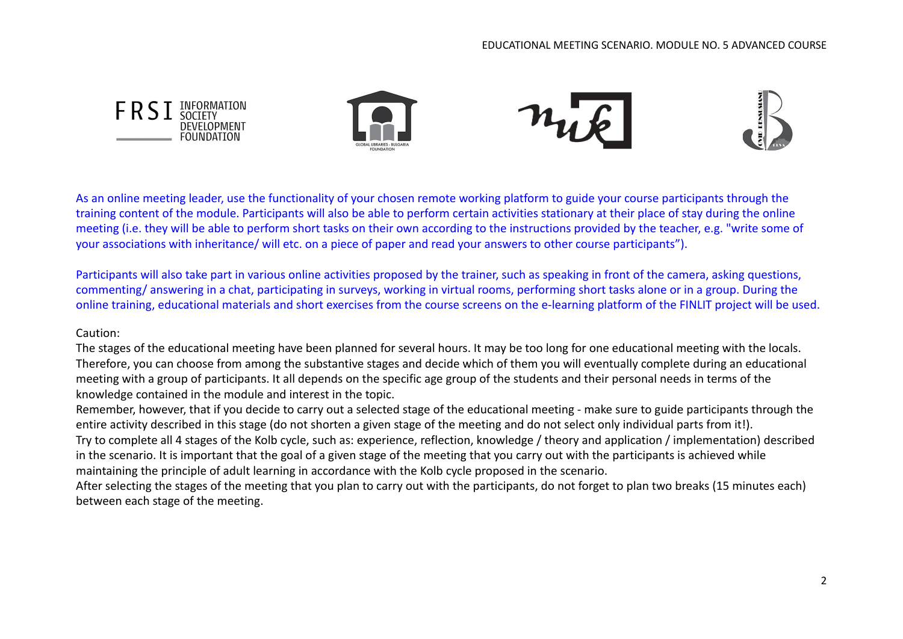As an online meeting leader, use the functionality of your chosen remote working platform to guide your course participants through the training content of the module. Participants will also be able to perform certain activities stationary at their place of stay during the online meeting (i.e. they will be able to perform short tasks on their own according to the instructions provided by the teacher, e.g. "write some of your associations with inheritance/ will etc. on a piece of paper and read your answers to other course participants").

Participants will also take part in various online activities proposed by the trainer, such as speaking in front of the camera, asking questions, commenting/ answering in a chat, participating in surveys, working in virtual rooms, performing short tasks alone or in a group. During the online training, educational materials and short exercises from the course screens on the e-learning platform of the FINLIT project will be used.

Caution:

The stages of the educational meeting have been planned for several hours. It may be too long for one educational meeting with the locals. Therefore, you can choose from among the substantive stages and decide which of them you will eventually complete during an educational meeting with a group of participants. It all depends on the specific age group of the students and their personal needs in terms of the knowledge contained in the module and interest in the topic.

Remember, however, that if you decide to carry out a selected stage of the educational meeting - make sure to guide participants through the entire activity described in this stage (do not shorten a given stage of the meeting and do not select only individual parts from it!).

Try to complete all 4 stages of the Kolb cycle, such as: experience, reflection, knowledge / theory and application / implementation) described in the scenario. It is important that the goal of a given stage of the meeting that you carry out with the participants is achieved while maintaining the principle of adult learning in accordance with the Kolb cycle proposed in the scenario.

After selecting the stages of the meeting that you plan to carry out with the participants, do not forget to plan two breaks (15 minutes each) between each stage of the meeting.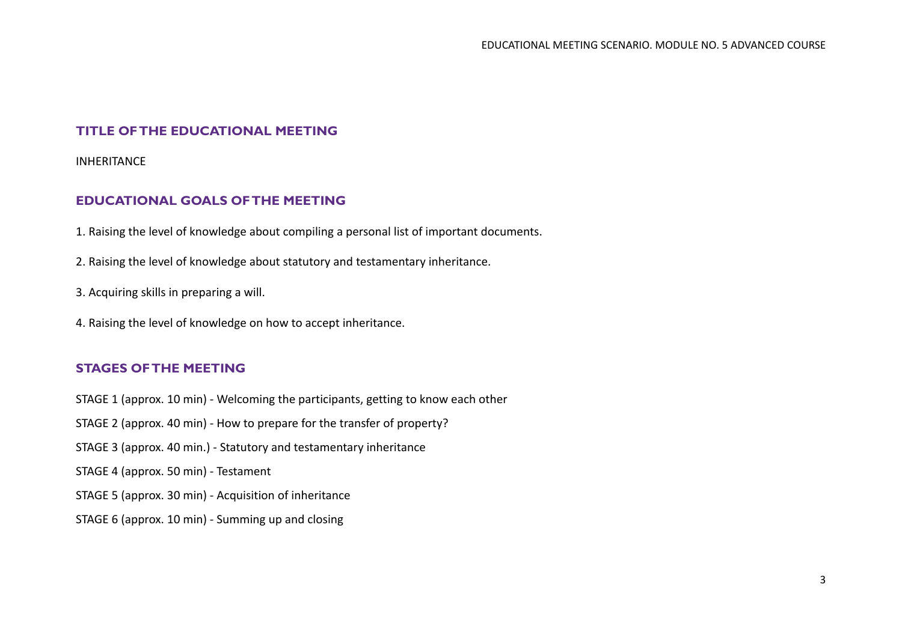## TITLE OF THE EDUCATIONAL MEETING

INHERITANCE

## EDUCATIONAL GOALS OF THE MEETING

1. Raising the level of knowledge about compiling a personal list of important documents.
2. Raising the level of knowledge about statutory and testamentary inheritance.
3. Acquiring skills in preparing a will.
4. Raising the level of knowledge on how to accept inheritance.

## STAGES OF THE MEETING

STAGE 1 (approx. 10 min) - Welcoming the participants, getting to know each other

STAGE 2 (approx. 40 min) - How to prepare for the transfer of property?

STAGE 3 (approx. 40 min.) - Statutory and testamentary inheritance

STAGE 4 (approx. 50 min) - Testament

STAGE 5 (approx. 30 min) - Acquisition of inheritance

STAGE 6 (approx. 10 min) - Summing up and closing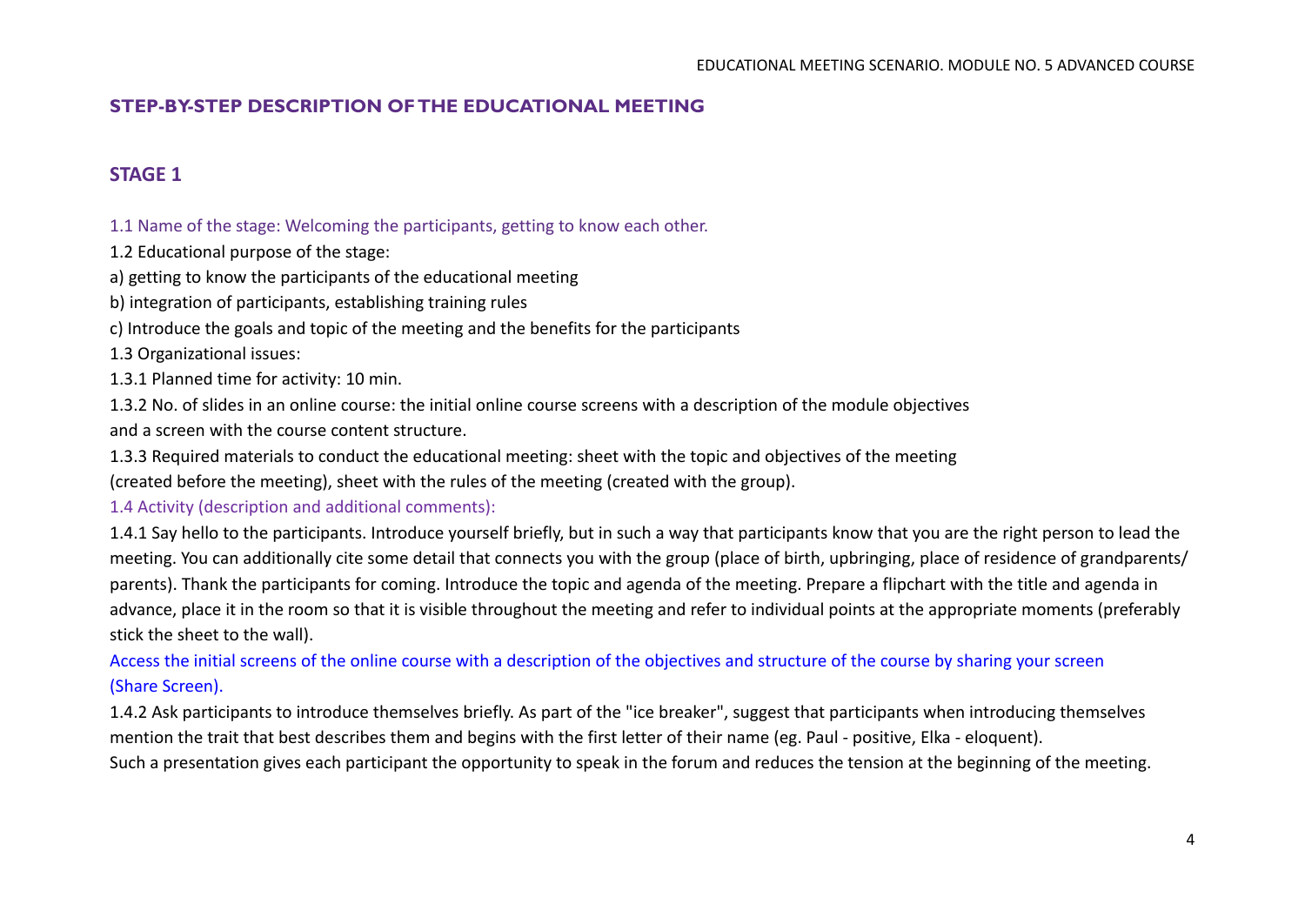## STEP-BY-STEP DESCRIPTION OF THE EDUCATIONAL MEETING

### STAGE 1

1.1 Name of the stage: Welcoming the participants, getting to know each other.

1.2 Educational purpose of the stage:

a) getting to know the participants of the educational meeting

b) integration of participants, establishing training rules

c) Introduce the goals and topic of the meeting and the benefits for the participants

1.3 Organizational issues:

1.3.1 Planned time for activity: 10 min.

1.3.2 No. of slides in an online course: the initial online course screens with a description of the module objectives and a screen with the course content structure.

1.3.3 Required materials to conduct the educational meeting: sheet with the topic and objectives of the meeting (created before the meeting), sheet with the rules of the meeting (created with the group).

1.4 Activity (description and additional comments):

1.4.1 Say hello to the participants. Introduce yourself briefly, but in such a way that participants know that you are the right person to lead the meeting. You can additionally cite some detail that connects you with the group (place of birth, upbringing, place of residence of grandparents/ parents). Thank the participants for coming. Introduce the topic and agenda of the meeting. Prepare a flipchart with the title and agenda in advance, place it in the room so that it is visible throughout the meeting and refer to individual points at the appropriate moments (preferably stick the sheet to the wall).

Access the initial screens of the online course with a description of the objectives and structure of the course by sharing your screen (Share Screen).

1.4.2 Ask participants to introduce themselves briefly. As part of the "ice breaker", suggest that participants when introducing themselves mention the trait that best describes them and begins with the first letter of their name (eg. Paul - positive, Elka - eloquent).

Such a presentation gives each participant the opportunity to speak in the forum and reduces the tension at the beginning of the meeting.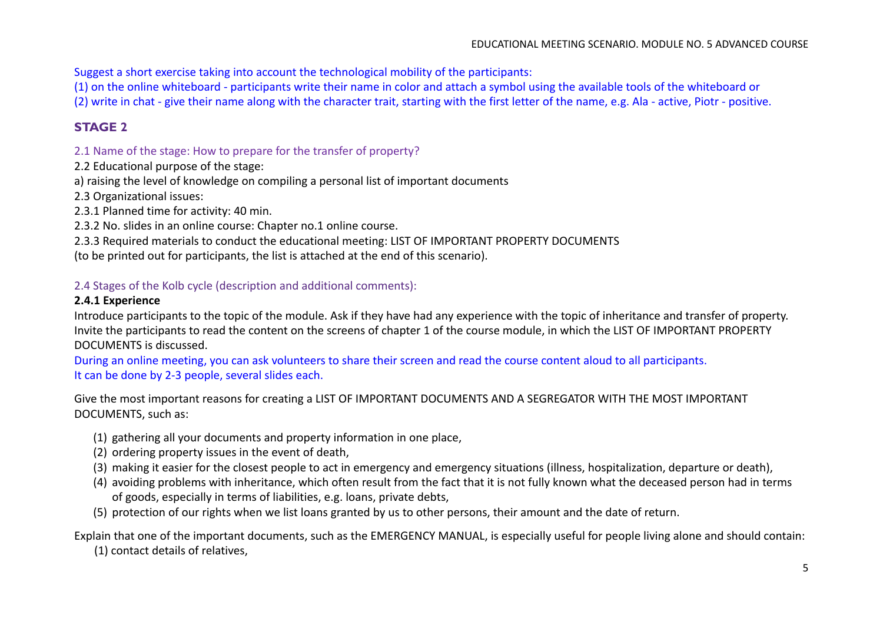Suggest a short exercise taking into account the technological mobility of the participants:
(1) on the online whiteboard - participants write their name in color and attach a symbol using the available tools of the whiteboard or
(2) write in chat - give their name along with the character trait, starting with the first letter of the name, e.g. Ala - active, Piotr - positive.

## STAGE 2

2.1 Name of the stage: How to prepare for the transfer of property?

2.2 Educational purpose of the stage:

a) raising the level of knowledge on compiling a personal list of important documents

2.3 Organizational issues:

2.3.1 Planned time for activity: 40 min.

2.3.2 No. slides in an online course: Chapter no.1 online course.

2.3.3 Required materials to conduct the educational meeting: LIST OF IMPORTANT PROPERTY DOCUMENTS
(to be printed out for participants, the list is attached at the end of this scenario).

2.4 Stages of the Kolb cycle (description and additional comments):

**2.4.1 Experience**

Introduce participants to the topic of the module. Ask if they have had any experience with the topic of inheritance and transfer of property. Invite the participants to read the content on the screens of chapter 1 of the course module, in which the LIST OF IMPORTANT PROPERTY DOCUMENTS is discussed.

During an online meeting, you can ask volunteers to share their screen and read the course content aloud to all participants.
It can be done by 2-3 people, several slides each.

Give the most important reasons for creating a LIST OF IMPORTANT DOCUMENTS AND A SEGREGATOR WITH THE MOST IMPORTANT DOCUMENTS, such as:

(1) gathering all your documents and property information in one place,
(2) ordering property issues in the event of death,
(3) making it easier for the closest people to act in emergency and emergency situations (illness, hospitalization, departure or death),
(4) avoiding problems with inheritance, which often result from the fact that it is not fully known what the deceased person had in terms of goods, especially in terms of liabilities, e.g. loans, private debts,
(5) protection of our rights when we list loans granted by us to other persons, their amount and the date of return.

Explain that one of the important documents, such as the EMERGENCY MANUAL, is especially useful for people living alone and should contain:
(1) contact details of relatives,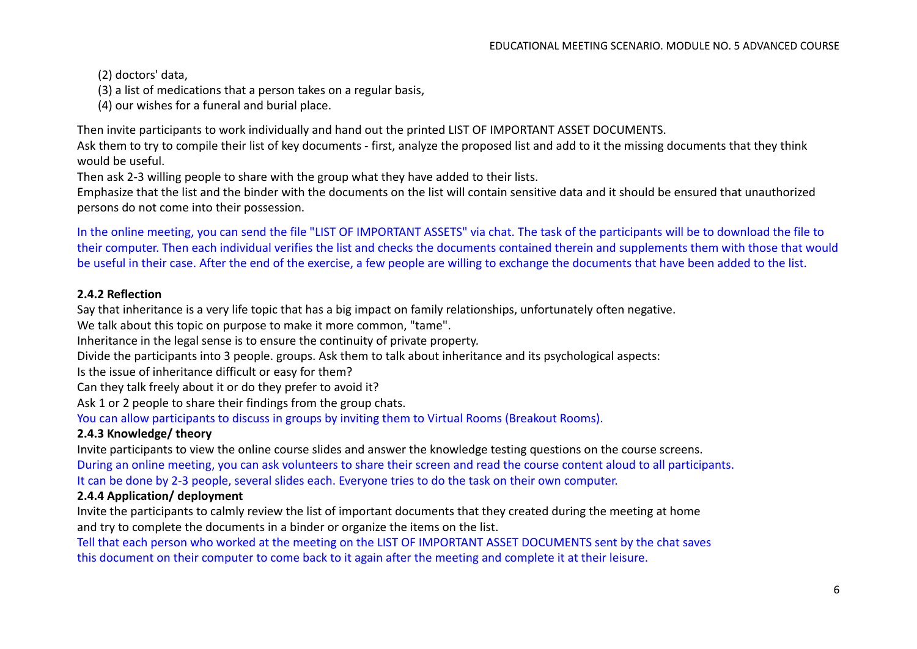(2) doctors' data,
(3) a list of medications that a person takes on a regular basis,
(4) our wishes for a funeral and burial place.

Then invite participants to work individually and hand out the printed LIST OF IMPORTANT ASSET DOCUMENTS.
Ask them to try to compile their list of key documents - first, analyze the proposed list and add to it the missing documents that they think would be useful.
Then ask 2-3 willing people to share with the group what they have added to their lists.
Emphasize that the list and the binder with the documents on the list will contain sensitive data and it should be ensured that unauthorized persons do not come into their possession.

In the online meeting, you can send the file "LIST OF IMPORTANT ASSETS" via chat. The task of the participants will be to download the file to their computer. Then each individual verifies the list and checks the documents contained therein and supplements them with those that would be useful in their case. After the end of the exercise, a few people are willing to exchange the documents that have been added to the list.

**2.4.2 Reflection**

Say that inheritance is a very life topic that has a big impact on family relationships, unfortunately often negative.
We talk about this topic on purpose to make it more common, "tame".
Inheritance in the legal sense is to ensure the continuity of private property.
Divide the participants into 3 people. groups. Ask them to talk about inheritance and its psychological aspects:
Is the issue of inheritance difficult or easy for them?
Can they talk freely about it or do they prefer to avoid it?
Ask 1 or 2 people to share their findings from the group chats.
You can allow participants to discuss in groups by inviting them to Virtual Rooms (Breakout Rooms).

**2.4.3 Knowledge/ theory**

Invite participants to view the online course slides and answer the knowledge testing questions on the course screens.
During an online meeting, you can ask volunteers to share their screen and read the course content aloud to all participants.
It can be done by 2-3 people, several slides each. Everyone tries to do the task on their own computer.

**2.4.4 Application/ deployment**

Invite the participants to calmly review the list of important documents that they created during the meeting at home and try to complete the documents in a binder or organize the items on the list.
Tell that each person who worked at the meeting on the LIST OF IMPORTANT ASSET DOCUMENTS sent by the chat saves this document on their computer to come back to it again after the meeting and complete it at their leisure.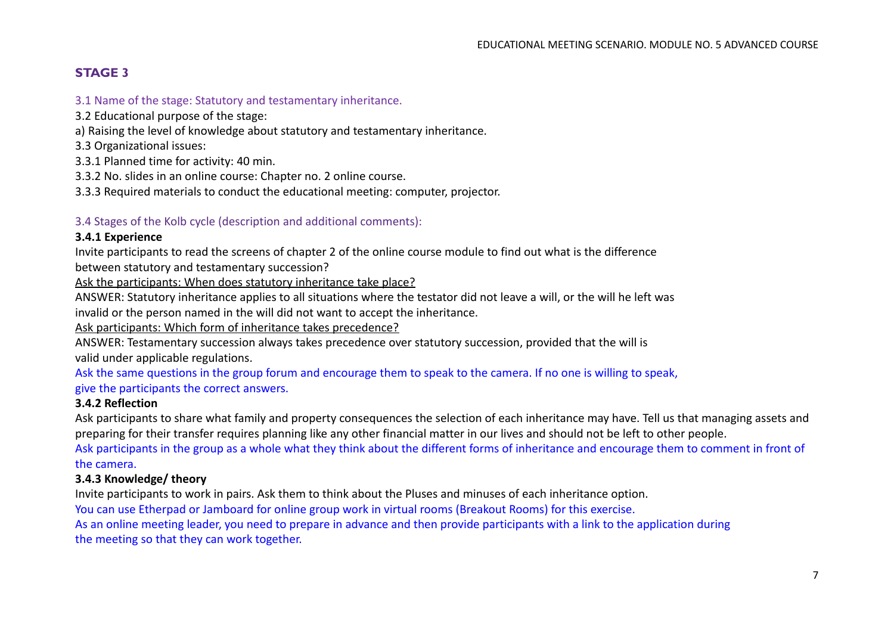## STAGE 3

3.1 Name of the stage: Statutory and testamentary inheritance.

3.2 Educational purpose of the stage:

a) Raising the level of knowledge about statutory and testamentary inheritance.

3.3 Organizational issues:

3.3.1 Planned time for activity: 40 min.

3.3.2 No. slides in an online course: Chapter no. 2 online course.

3.3.3 Required materials to conduct the educational meeting: computer, projector.

3.4 Stages of the Kolb cycle (description and additional comments):

**3.4.1 Experience**

Invite participants to read the screens of chapter 2 of the online course module to find out what is the difference between statutory and testamentary succession?

<u>Ask the participants: When does statutory inheritance take place?</u>

ANSWER: Statutory inheritance applies to all situations where the testator did not leave a will, or the will he left was invalid or the person named in the will did not want to accept the inheritance.

<u>Ask participants: Which form of inheritance takes precedence?</u>

ANSWER: Testamentary succession always takes precedence over statutory succession, provided that the will is valid under applicable regulations.

Ask the same questions in the group forum and encourage them to speak to the camera. If no one is willing to speak, give the participants the correct answers.

**3.4.2 Reflection**

Ask participants to share what family and property consequences the selection of each inheritance may have. Tell us that managing assets and preparing for their transfer requires planning like any other financial matter in our lives and should not be left to other people.

Ask participants in the group as a whole what they think about the different forms of inheritance and encourage them to comment in front of the camera.

**3.4.3 Knowledge/ theory**

Invite participants to work in pairs. Ask them to think about the Pluses and minuses of each inheritance option.

You can use Etherpad or Jamboard for online group work in virtual rooms (Breakout Rooms) for this exercise.

As an online meeting leader, you need to prepare in advance and then provide participants with a link to the application during the meeting so that they can work together.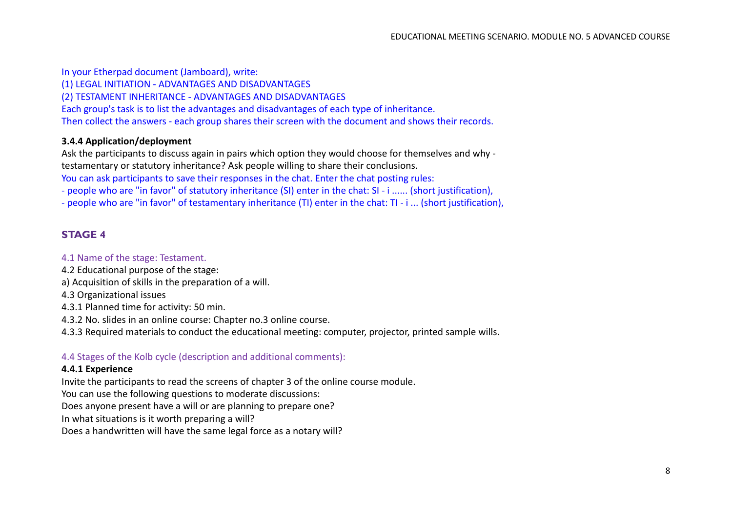In your Etherpad document (Jamboard), write:
(1) LEGAL INITIATION - ADVANTAGES AND DISADVANTAGES
(2) TESTAMENT INHERITANCE - ADVANTAGES AND DISADVANTAGES
Each group's task is to list the advantages and disadvantages of each type of inheritance.
Then collect the answers - each group shares their screen with the document and shows their records.

**3.4.4 Application/deployment**

Ask the participants to discuss again in pairs which option they would choose for themselves and why - testamentary or statutory inheritance? Ask people willing to share their conclusions.
You can ask participants to save their responses in the chat. Enter the chat posting rules:
- people who are "in favor" of statutory inheritance (SI) enter in the chat: SI - i ...... (short justification),
- people who are "in favor" of testamentary inheritance (TI) enter in the chat: TI - i ... (short justification),

## STAGE 4

4.1 Name of the stage: Testament.
4.2 Educational purpose of the stage:
a) Acquisition of skills in the preparation of a will.
4.3 Organizational issues
4.3.1 Planned time for activity: 50 min.
4.3.2 No. slides in an online course: Chapter no.3 online course.
4.3.3 Required materials to conduct the educational meeting: computer, projector, printed sample wills.

4.4 Stages of the Kolb cycle (description and additional comments):

**4.4.1 Experience**

Invite the participants to read the screens of chapter 3 of the online course module.
You can use the following questions to moderate discussions:
Does anyone present have a will or are planning to prepare one?
In what situations is it worth preparing a will?
Does a handwritten will have the same legal force as a notary will?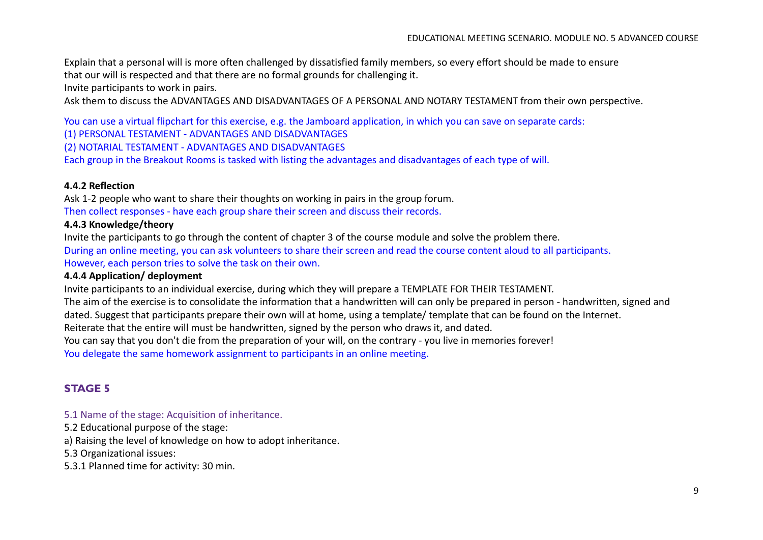Explain that a personal will is more often challenged by dissatisfied family members, so every effort should be made to ensure that our will is respected and that there are no formal grounds for challenging it.
Invite participants to work in pairs.
Ask them to discuss the ADVANTAGES AND DISADVANTAGES OF A PERSONAL AND NOTARY TESTAMENT from their own perspective.

You can use a virtual flipchart for this exercise, e.g. the Jamboard application, in which you can save on separate cards:
(1) PERSONAL TESTAMENT - ADVANTAGES AND DISADVANTAGES
(2) NOTARIAL TESTAMENT - ADVANTAGES AND DISADVANTAGES
Each group in the Breakout Rooms is tasked with listing the advantages and disadvantages of each type of will.

**4.4.2 Reflection**

Ask 1-2 people who want to share their thoughts on working in pairs in the group forum.
Then collect responses - have each group share their screen and discuss their records.

**4.4.3 Knowledge/theory**

Invite the participants to go through the content of chapter 3 of the course module and solve the problem there.
During an online meeting, you can ask volunteers to share their screen and read the course content aloud to all participants.
However, each person tries to solve the task on their own.

**4.4.4 Application/ deployment**

Invite participants to an individual exercise, during which they will prepare a TEMPLATE FOR THEIR TESTAMENT.
The aim of the exercise is to consolidate the information that a handwritten will can only be prepared in person - handwritten, signed and dated. Suggest that participants prepare their own will at home, using a template/ template that can be found on the Internet.
Reiterate that the entire will must be handwritten, signed by the person who draws it, and dated.
You can say that you don't die from the preparation of your will, on the contrary - you live in memories forever!
You delegate the same homework assignment to participants in an online meeting.

## STAGE 5

5.1 Name of the stage: Acquisition of inheritance.
5.2 Educational purpose of the stage:
a) Raising the level of knowledge on how to adopt inheritance.
5.3 Organizational issues:
5.3.1 Planned time for activity: 30 min.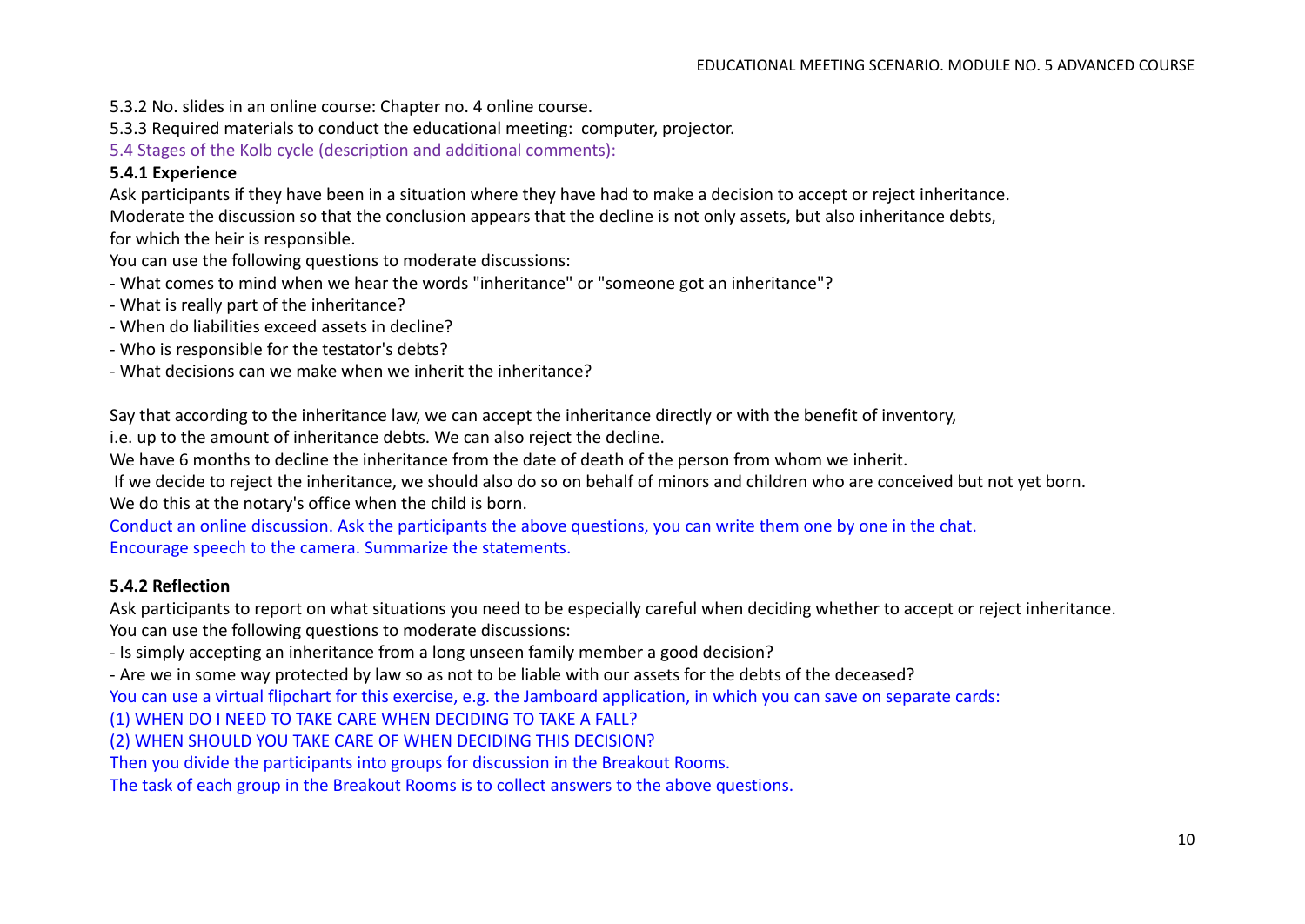5.3.2 No. slides in an online course: Chapter no. 4 online course.

5.3.3 Required materials to conduct the educational meeting: computer, projector.

5.4 Stages of the Kolb cycle (description and additional comments):

### 5.4.1 Experience

Ask participants if they have been in a situation where they have had to make a decision to accept or reject inheritance.
Moderate the discussion so that the conclusion appears that the decline is not only assets, but also inheritance debts, for which the heir is responsible.

You can use the following questions to moderate discussions:

- What comes to mind when we hear the words "inheritance" or "someone got an inheritance"?
- What is really part of the inheritance?
- When do liabilities exceed assets in decline?
- Who is responsible for the testator's debts?
- What decisions can we make when we inherit the inheritance?

Say that according to the inheritance law, we can accept the inheritance directly or with the benefit of inventory, i.e. up to the amount of inheritance debts. We can also reject the decline.

We have 6 months to decline the inheritance from the date of death of the person from whom we inherit.

If we decide to reject the inheritance, we should also do so on behalf of minors and children who are conceived but not yet born. We do this at the notary's office when the child is born.

Conduct an online discussion. Ask the participants the above questions, you can write them one by one in the chat.
Encourage speech to the camera. Summarize the statements.

### 5.4.2 Reflection

Ask participants to report on what situations you need to be especially careful when deciding whether to accept or reject inheritance.

You can use the following questions to moderate discussions:

- Is simply accepting an inheritance from a long unseen family member a good decision?
- Are we in some way protected by law so as not to be liable with our assets for the debts of the deceased?

You can use a virtual flipchart for this exercise, e.g. the Jamboard application, in which you can save on separate cards:

(1) WHEN DO I NEED TO TAKE CARE WHEN DECIDING TO TAKE A FALL?

(2) WHEN SHOULD YOU TAKE CARE OF WHEN DECIDING THIS DECISION?

Then you divide the participants into groups for discussion in the Breakout Rooms.

The task of each group in the Breakout Rooms is to collect answers to the above questions.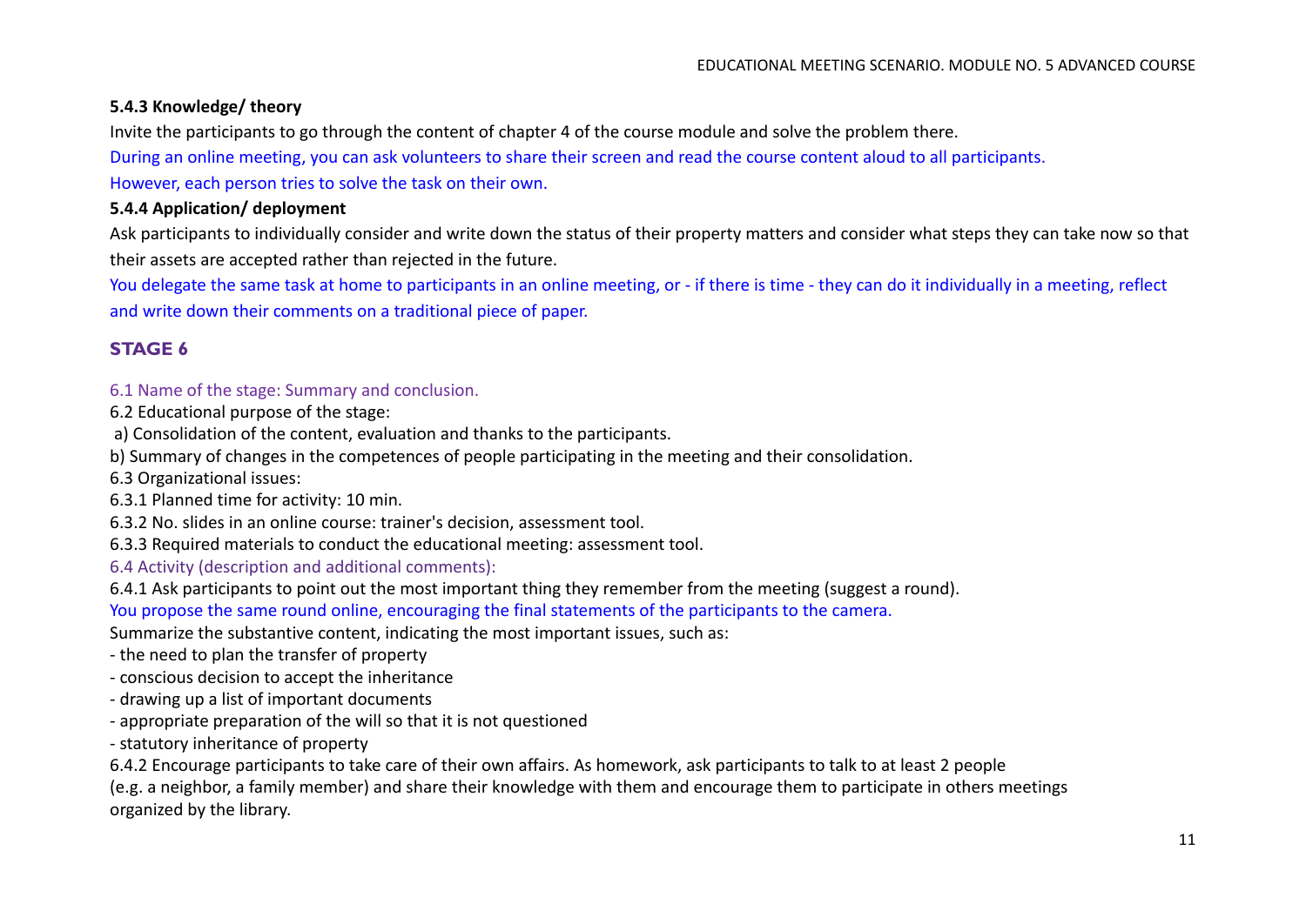**5.4.3 Knowledge/ theory**

Invite the participants to go through the content of chapter 4 of the course module and solve the problem there.

During an online meeting, you can ask volunteers to share their screen and read the course content aloud to all participants.

However, each person tries to solve the task on their own.

**5.4.4 Application/ deployment**

Ask participants to individually consider and write down the status of their property matters and consider what steps they can take now so that their assets are accepted rather than rejected in the future.

You delegate the same task at home to participants in an online meeting, or - if there is time - they can do it individually in a meeting, reflect and write down their comments on a traditional piece of paper.

## STAGE 6

6.1 Name of the stage: Summary and conclusion.

6.2 Educational purpose of the stage:

a) Consolidation of the content, evaluation and thanks to the participants.

b) Summary of changes in the competences of people participating in the meeting and their consolidation.

6.3 Organizational issues:

6.3.1 Planned time for activity: 10 min.

6.3.2 No. slides in an online course: trainer's decision, assessment tool.

6.3.3 Required materials to conduct the educational meeting: assessment tool.

6.4 Activity (description and additional comments):

6.4.1 Ask participants to point out the most important thing they remember from the meeting (suggest a round).

You propose the same round online, encouraging the final statements of the participants to the camera.

Summarize the substantive content, indicating the most important issues, such as:

- the need to plan the transfer of property
- conscious decision to accept the inheritance
- drawing up a list of important documents
- appropriate preparation of the will so that it is not questioned
- statutory inheritance of property

6.4.2 Encourage participants to take care of their own affairs. As homework, ask participants to talk to at least 2 people (e.g. a neighbor, a family member) and share their knowledge with them and encourage them to participate in others meetings organized by the library.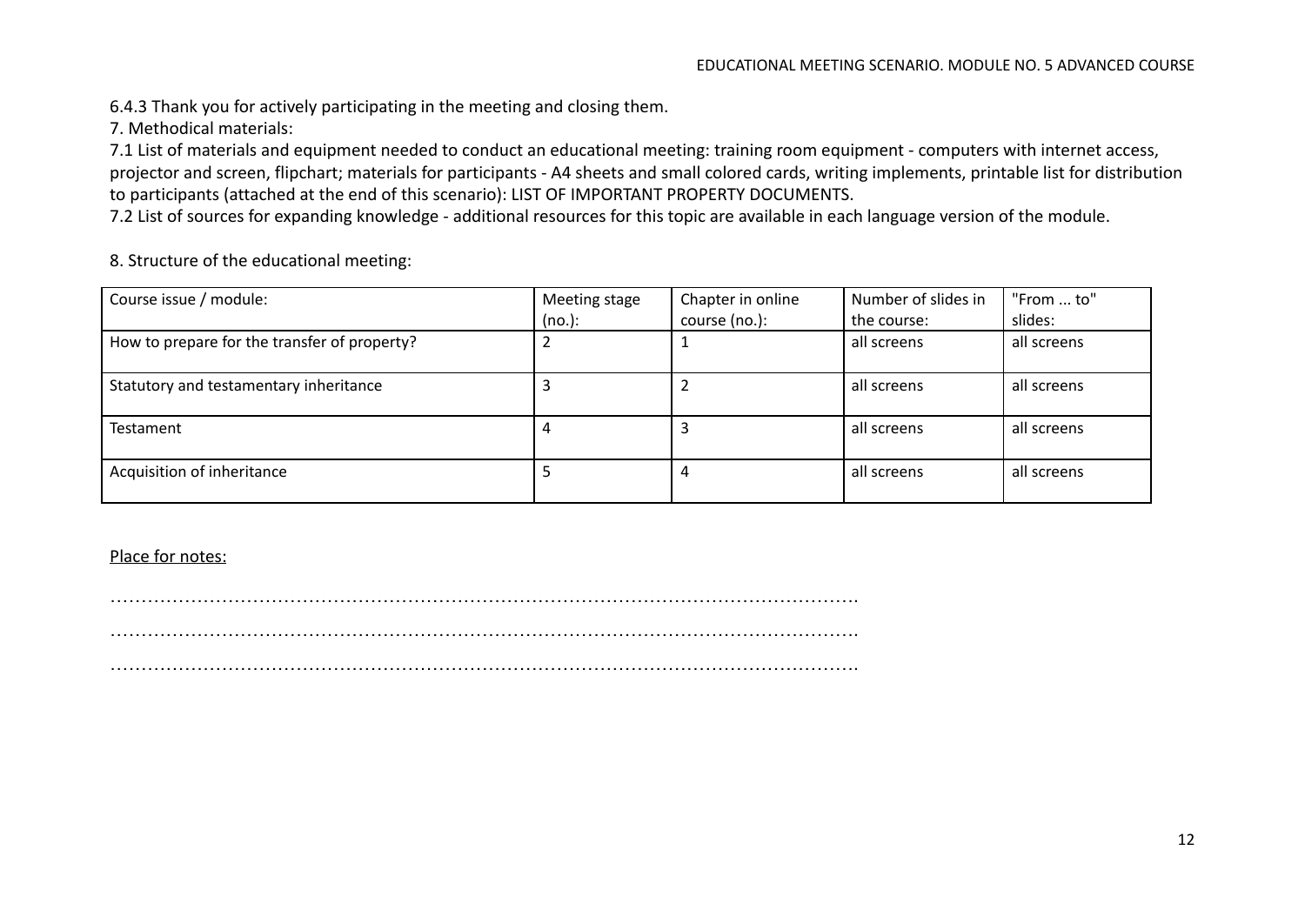6.4.3 Thank you for actively participating in the meeting and closing them.

7. Methodical materials:

7.1 List of materials and equipment needed to conduct an educational meeting: training room equipment - computers with internet access, projector and screen, flipchart; materials for participants - A4 sheets and small colored cards, writing implements, printable list for distribution to participants (attached at the end of this scenario): LIST OF IMPORTANT PROPERTY DOCUMENTS.

7.2 List of sources for expanding knowledge - additional resources for this topic are available in each language version of the module.

8. Structure of the educational meeting:

| Course issue / module: | Meeting stage (no.): | Chapter in online course (no.): | Number of slides in the course: | "From ... to" slides: |
|---|---|---|---|---|
| How to prepare for the transfer of property? | 2 | 1 | all screens | all screens |
| Statutory and testamentary inheritance | 3 | 2 | all screens | all screens |
| Testament | 4 | 3 | all screens | all screens |
| Acquisition of inheritance | 5 | 4 | all screens | all screens |

Place for notes:

……………………………………………………………………………………………………….

……………………………………………………………………………………………………….

……………………………………………………………………………………………………….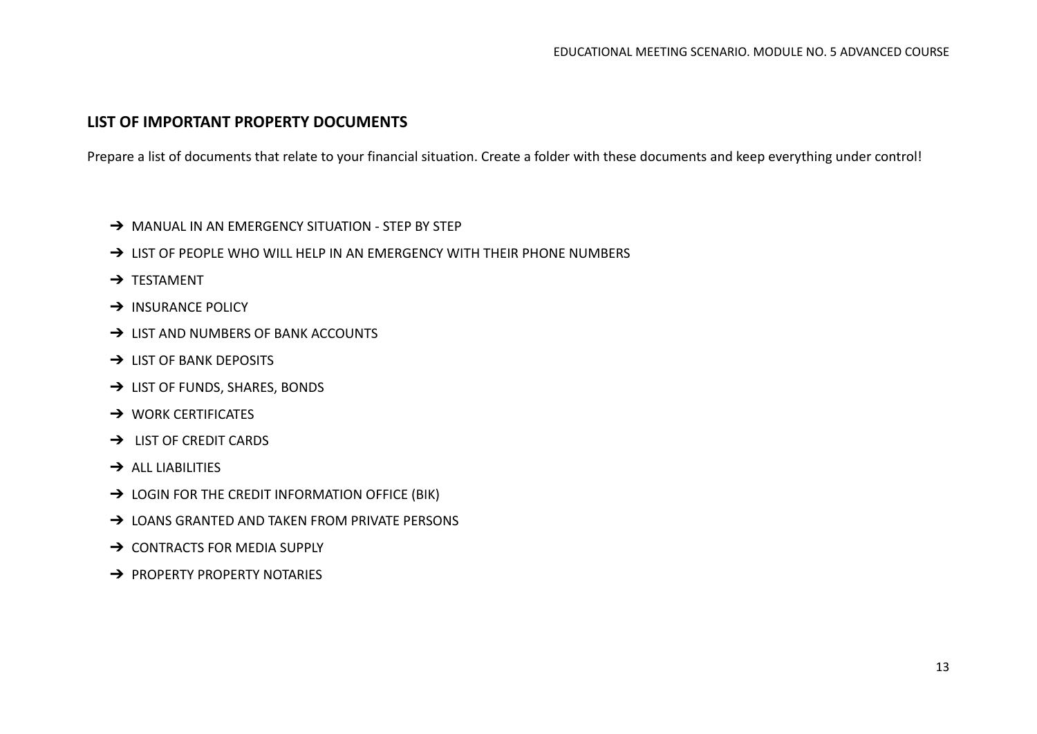**LIST OF IMPORTANT PROPERTY DOCUMENTS**

Prepare a list of documents that relate to your financial situation. Create a folder with these documents and keep everything under control!

- MANUAL IN AN EMERGENCY SITUATION - STEP BY STEP
- LIST OF PEOPLE WHO WILL HELP IN AN EMERGENCY WITH THEIR PHONE NUMBERS
- TESTAMENT
- INSURANCE POLICY
- LIST AND NUMBERS OF BANK ACCOUNTS
- LIST OF BANK DEPOSITS
- LIST OF FUNDS, SHARES, BONDS
- WORK CERTIFICATES
- LIST OF CREDIT CARDS
- ALL LIABILITIES
- LOGIN FOR THE CREDIT INFORMATION OFFICE (BIK)
- LOANS GRANTED AND TAKEN FROM PRIVATE PERSONS
- CONTRACTS FOR MEDIA SUPPLY
- PROPERTY PROPERTY NOTARIES